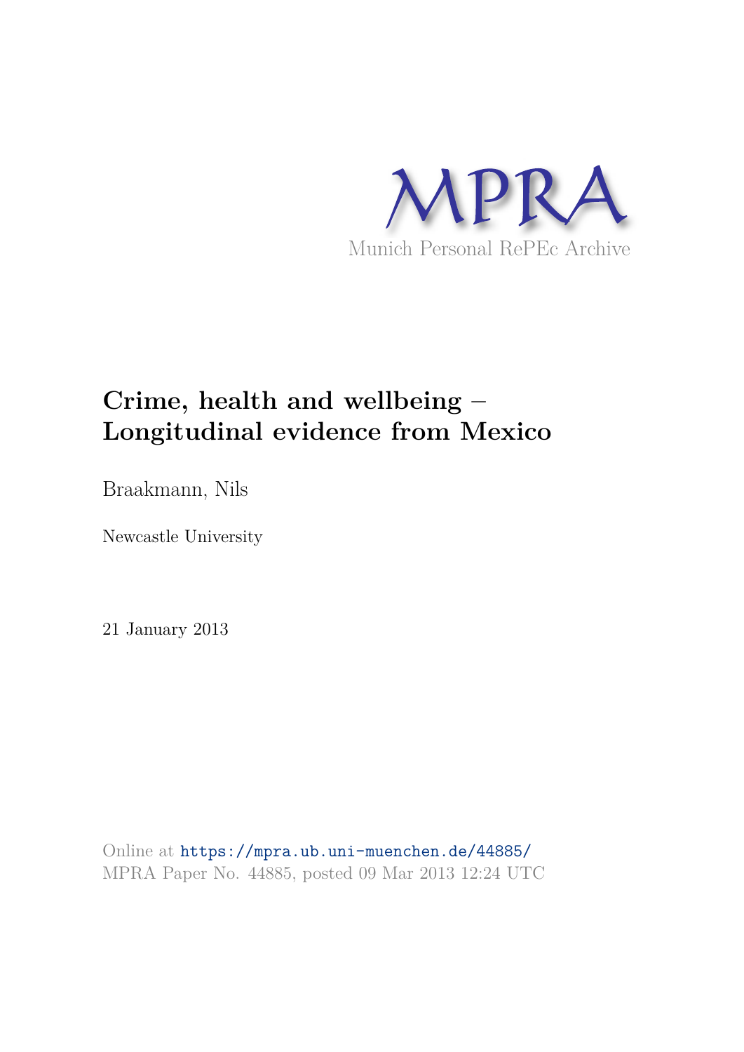MPRA

Munich Personal RePEc Archive

# Crime, health and wellbeing – Longitudinal evidence from Mexico

Braakmann, Nils

Newcastle University

21 January 2013

Online at https://mpra.ub.uni-muenchen.de/44885/
MPRA Paper No. 44885, posted 09 Mar 2013 12:24 UTC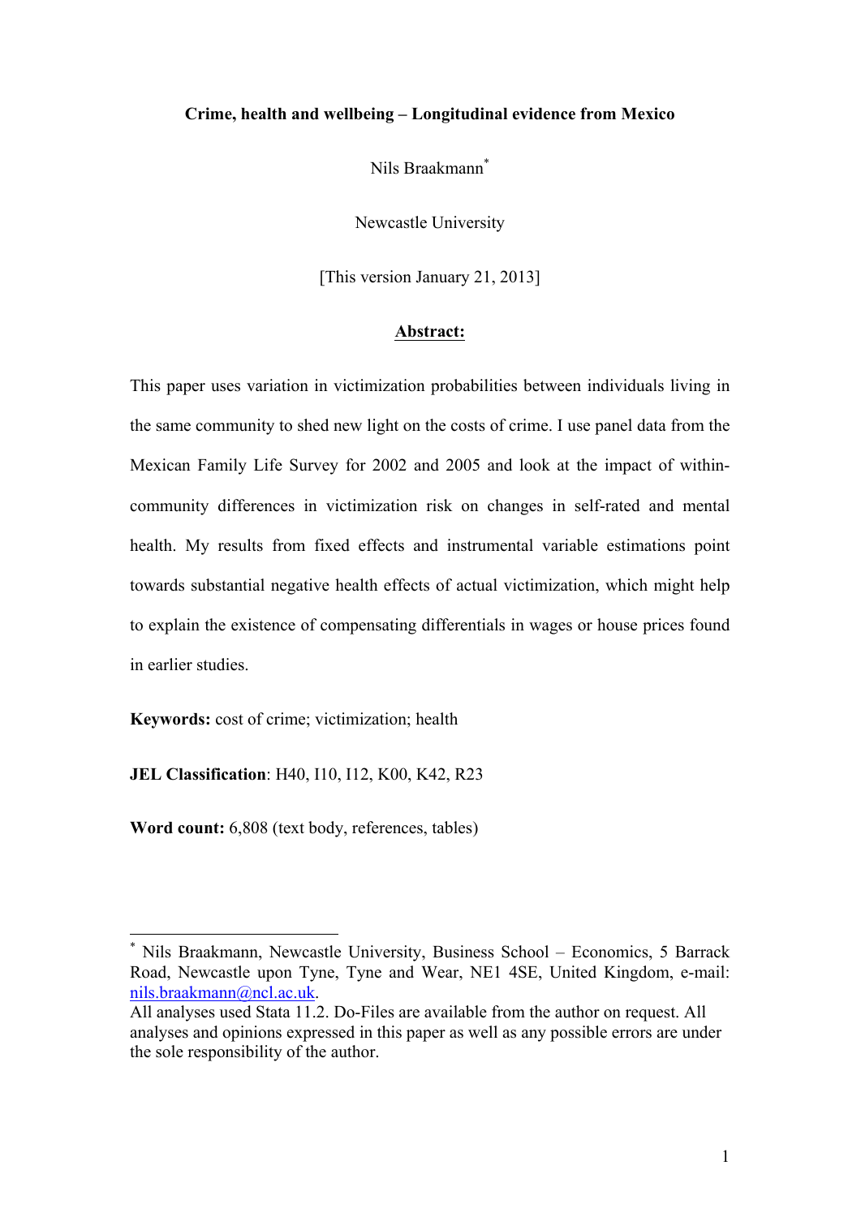**Crime, health and wellbeing – Longitudinal evidence from Mexico**

Nils Braakmann[*]

Newcastle University

[This version January 21, 2013]

**Abstract:**

This paper uses variation in victimization probabilities between individuals living in the same community to shed new light on the costs of crime. I use panel data from the Mexican Family Life Survey for 2002 and 2005 and look at the impact of within-community differences in victimization risk on changes in self-rated and mental health. My results from fixed effects and instrumental variable estimations point towards substantial negative health effects of actual victimization, which might help to explain the existence of compensating differentials in wages or house prices found in earlier studies.

**Keywords:** cost of crime; victimization; health

**JEL Classification**: H40, I10, I12, K00, K42, R23

**Word count:** 6,808 (text body, references, tables)

---

[*] Nils Braakmann, Newcastle University, Business School – Economics, 5 Barrack Road, Newcastle upon Tyne, Tyne and Wear, NE1 4SE, United Kingdom, e-mail: nils.braakmann@ncl.ac.uk.
All analyses used Stata 11.2. Do-Files are available from the author on request. All analyses and opinions expressed in this paper as well as any possible errors are under the sole responsibility of the author.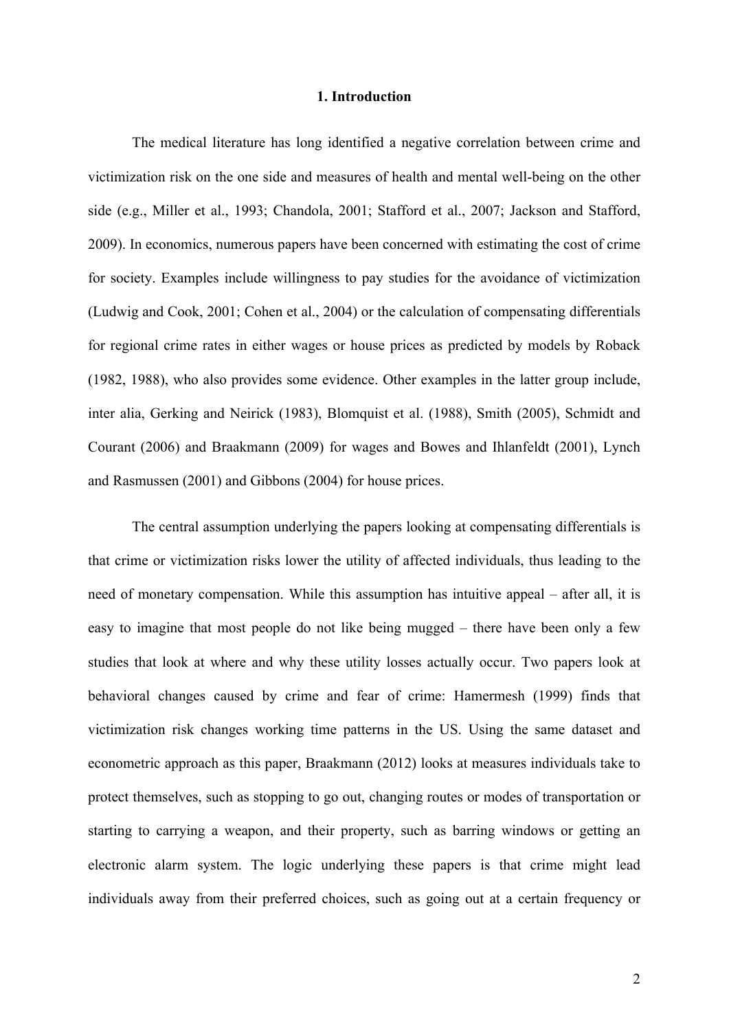# 1. Introduction

The medical literature has long identified a negative correlation between crime and victimization risk on the one side and measures of health and mental well-being on the other side (e.g., Miller et al., 1993; Chandola, 2001; Stafford et al., 2007; Jackson and Stafford, 2009). In economics, numerous papers have been concerned with estimating the cost of crime for society. Examples include willingness to pay studies for the avoidance of victimization (Ludwig and Cook, 2001; Cohen et al., 2004) or the calculation of compensating differentials for regional crime rates in either wages or house prices as predicted by models by Roback (1982, 1988), who also provides some evidence. Other examples in the latter group include, inter alia, Gerking and Neirick (1983), Blomquist et al. (1988), Smith (2005), Schmidt and Courant (2006) and Braakmann (2009) for wages and Bowes and Ihlanfeldt (2001), Lynch and Rasmussen (2001) and Gibbons (2004) for house prices.

The central assumption underlying the papers looking at compensating differentials is that crime or victimization risks lower the utility of affected individuals, thus leading to the need of monetary compensation. While this assumption has intuitive appeal – after all, it is easy to imagine that most people do not like being mugged – there have been only a few studies that look at where and why these utility losses actually occur. Two papers look at behavioral changes caused by crime and fear of crime: Hamermesh (1999) finds that victimization risk changes working time patterns in the US. Using the same dataset and econometric approach as this paper, Braakmann (2012) looks at measures individuals take to protect themselves, such as stopping to go out, changing routes or modes of transportation or starting to carrying a weapon, and their property, such as barring windows or getting an electronic alarm system. The logic underlying these papers is that crime might lead individuals away from their preferred choices, such as going out at a certain frequency or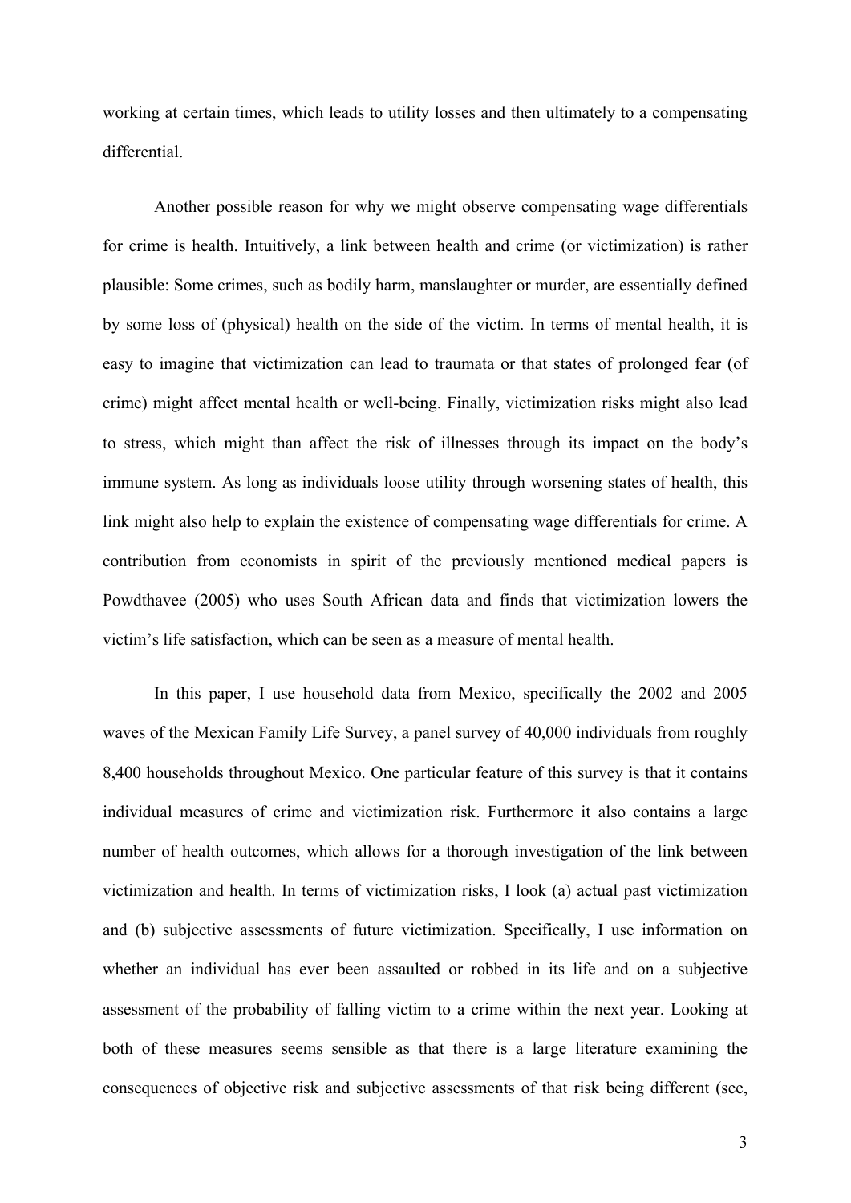working at certain times, which leads to utility losses and then ultimately to a compensating differential.

Another possible reason for why we might observe compensating wage differentials for crime is health. Intuitively, a link between health and crime (or victimization) is rather plausible: Some crimes, such as bodily harm, manslaughter or murder, are essentially defined by some loss of (physical) health on the side of the victim. In terms of mental health, it is easy to imagine that victimization can lead to traumata or that states of prolonged fear (of crime) might affect mental health or well-being. Finally, victimization risks might also lead to stress, which might than affect the risk of illnesses through its impact on the body's immune system. As long as individuals loose utility through worsening states of health, this link might also help to explain the existence of compensating wage differentials for crime. A contribution from economists in spirit of the previously mentioned medical papers is Powdthavee (2005) who uses South African data and finds that victimization lowers the victim's life satisfaction, which can be seen as a measure of mental health.

In this paper, I use household data from Mexico, specifically the 2002 and 2005 waves of the Mexican Family Life Survey, a panel survey of 40,000 individuals from roughly 8,400 households throughout Mexico. One particular feature of this survey is that it contains individual measures of crime and victimization risk. Furthermore it also contains a large number of health outcomes, which allows for a thorough investigation of the link between victimization and health. In terms of victimization risks, I look (a) actual past victimization and (b) subjective assessments of future victimization. Specifically, I use information on whether an individual has ever been assaulted or robbed in its life and on a subjective assessment of the probability of falling victim to a crime within the next year. Looking at both of these measures seems sensible as that there is a large literature examining the consequences of objective risk and subjective assessments of that risk being different (see,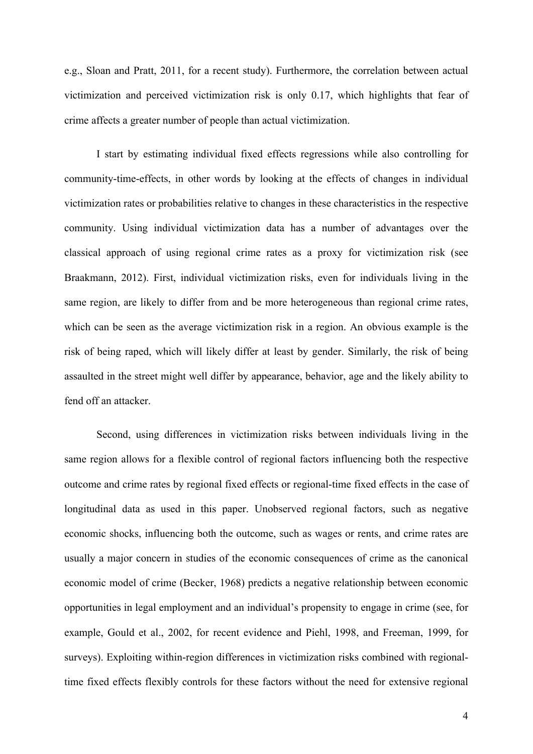e.g., Sloan and Pratt, 2011, for a recent study). Furthermore, the correlation between actual victimization and perceived victimization risk is only 0.17, which highlights that fear of crime affects a greater number of people than actual victimization.

I start by estimating individual fixed effects regressions while also controlling for community-time-effects, in other words by looking at the effects of changes in individual victimization rates or probabilities relative to changes in these characteristics in the respective community. Using individual victimization data has a number of advantages over the classical approach of using regional crime rates as a proxy for victimization risk (see Braakmann, 2012). First, individual victimization risks, even for individuals living in the same region, are likely to differ from and be more heterogeneous than regional crime rates, which can be seen as the average victimization risk in a region. An obvious example is the risk of being raped, which will likely differ at least by gender. Similarly, the risk of being assaulted in the street might well differ by appearance, behavior, age and the likely ability to fend off an attacker.

Second, using differences in victimization risks between individuals living in the same region allows for a flexible control of regional factors influencing both the respective outcome and crime rates by regional fixed effects or regional-time fixed effects in the case of longitudinal data as used in this paper. Unobserved regional factors, such as negative economic shocks, influencing both the outcome, such as wages or rents, and crime rates are usually a major concern in studies of the economic consequences of crime as the canonical economic model of crime (Becker, 1968) predicts a negative relationship between economic opportunities in legal employment and an individual's propensity to engage in crime (see, for example, Gould et al., 2002, for recent evidence and Piehl, 1998, and Freeman, 1999, for surveys). Exploiting within-region differences in victimization risks combined with regional-time fixed effects flexibly controls for these factors without the need for extensive regional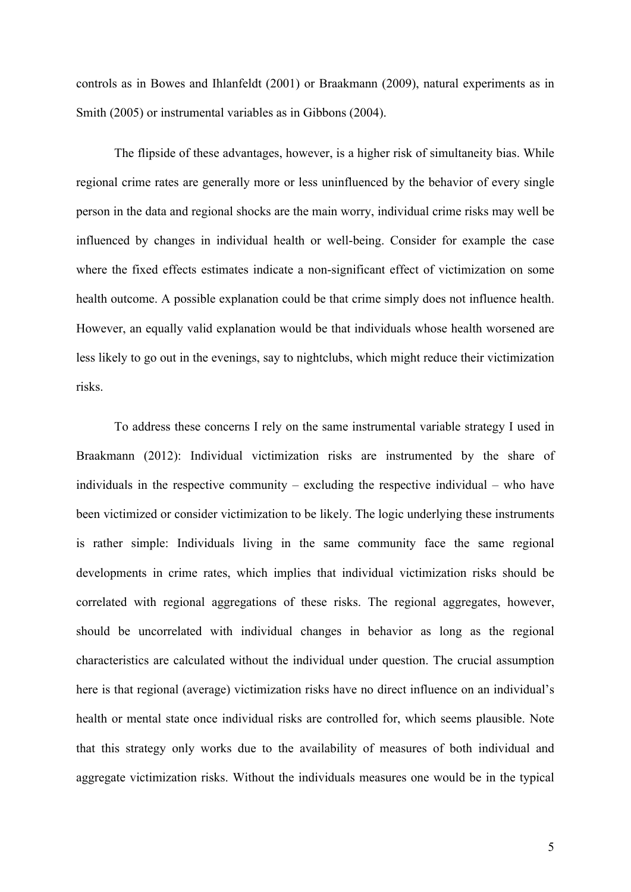controls as in Bowes and Ihlanfeldt (2001) or Braakmann (2009), natural experiments as in Smith (2005) or instrumental variables as in Gibbons (2004).

The flipside of these advantages, however, is a higher risk of simultaneity bias. While regional crime rates are generally more or less uninfluenced by the behavior of every single person in the data and regional shocks are the main worry, individual crime risks may well be influenced by changes in individual health or well-being. Consider for example the case where the fixed effects estimates indicate a non-significant effect of victimization on some health outcome. A possible explanation could be that crime simply does not influence health. However, an equally valid explanation would be that individuals whose health worsened are less likely to go out in the evenings, say to nightclubs, which might reduce their victimization risks.

To address these concerns I rely on the same instrumental variable strategy I used in Braakmann (2012): Individual victimization risks are instrumented by the share of individuals in the respective community – excluding the respective individual – who have been victimized or consider victimization to be likely. The logic underlying these instruments is rather simple: Individuals living in the same community face the same regional developments in crime rates, which implies that individual victimization risks should be correlated with regional aggregations of these risks. The regional aggregates, however, should be uncorrelated with individual changes in behavior as long as the regional characteristics are calculated without the individual under question. The crucial assumption here is that regional (average) victimization risks have no direct influence on an individual's health or mental state once individual risks are controlled for, which seems plausible. Note that this strategy only works due to the availability of measures of both individual and aggregate victimization risks. Without the individuals measures one would be in the typical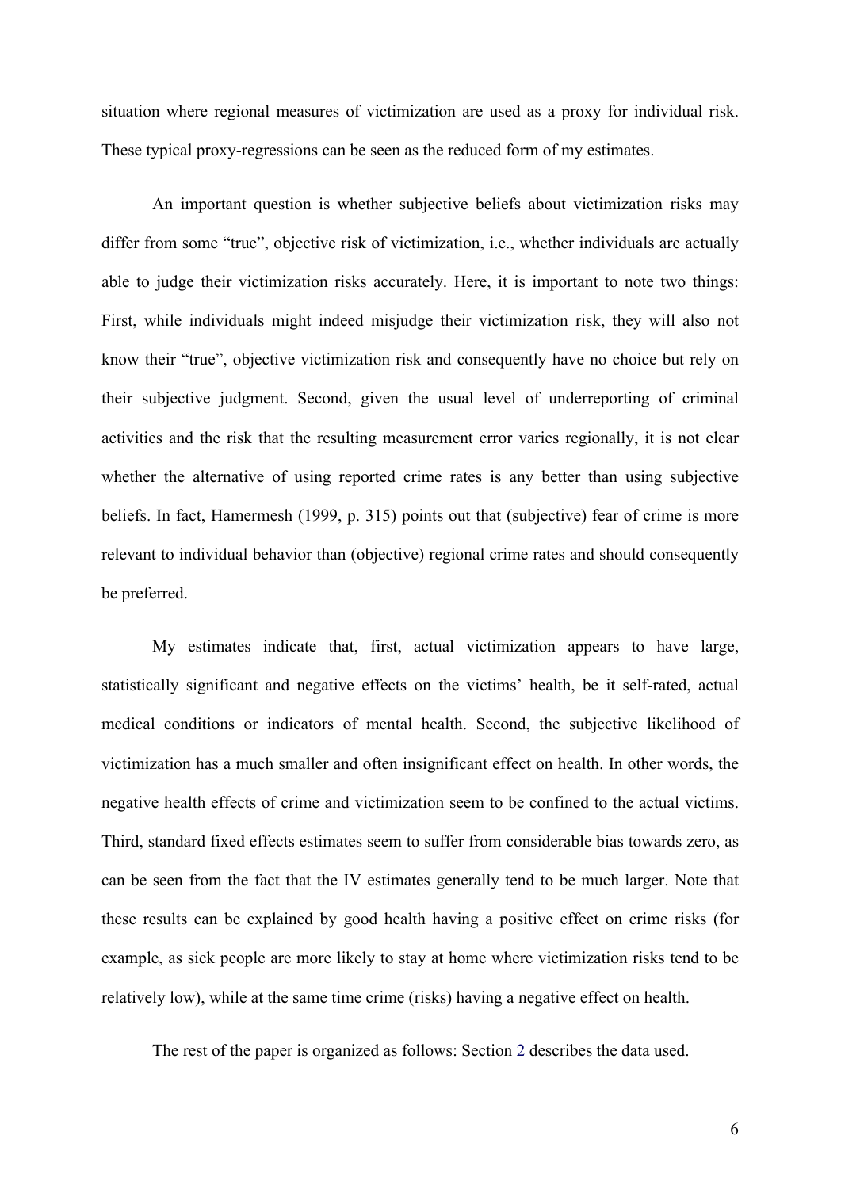situation where regional measures of victimization are used as a proxy for individual risk. These typical proxy-regressions can be seen as the reduced form of my estimates.

An important question is whether subjective beliefs about victimization risks may differ from some "true", objective risk of victimization, i.e., whether individuals are actually able to judge their victimization risks accurately. Here, it is important to note two things: First, while individuals might indeed misjudge their victimization risk, they will also not know their "true", objective victimization risk and consequently have no choice but rely on their subjective judgment. Second, given the usual level of underreporting of criminal activities and the risk that the resulting measurement error varies regionally, it is not clear whether the alternative of using reported crime rates is any better than using subjective beliefs. In fact, Hamermesh (1999, p. 315) points out that (subjective) fear of crime is more relevant to individual behavior than (objective) regional crime rates and should consequently be preferred.

My estimates indicate that, first, actual victimization appears to have large, statistically significant and negative effects on the victims' health, be it self-rated, actual medical conditions or indicators of mental health. Second, the subjective likelihood of victimization has a much smaller and often insignificant effect on health. In other words, the negative health effects of crime and victimization seem to be confined to the actual victims. Third, standard fixed effects estimates seem to suffer from considerable bias towards zero, as can be seen from the fact that the IV estimates generally tend to be much larger. Note that these results can be explained by good health having a positive effect on crime risks (for example, as sick people are more likely to stay at home where victimization risks tend to be relatively low), while at the same time crime (risks) having a negative effect on health.

The rest of the paper is organized as follows: Section 2 describes the data used.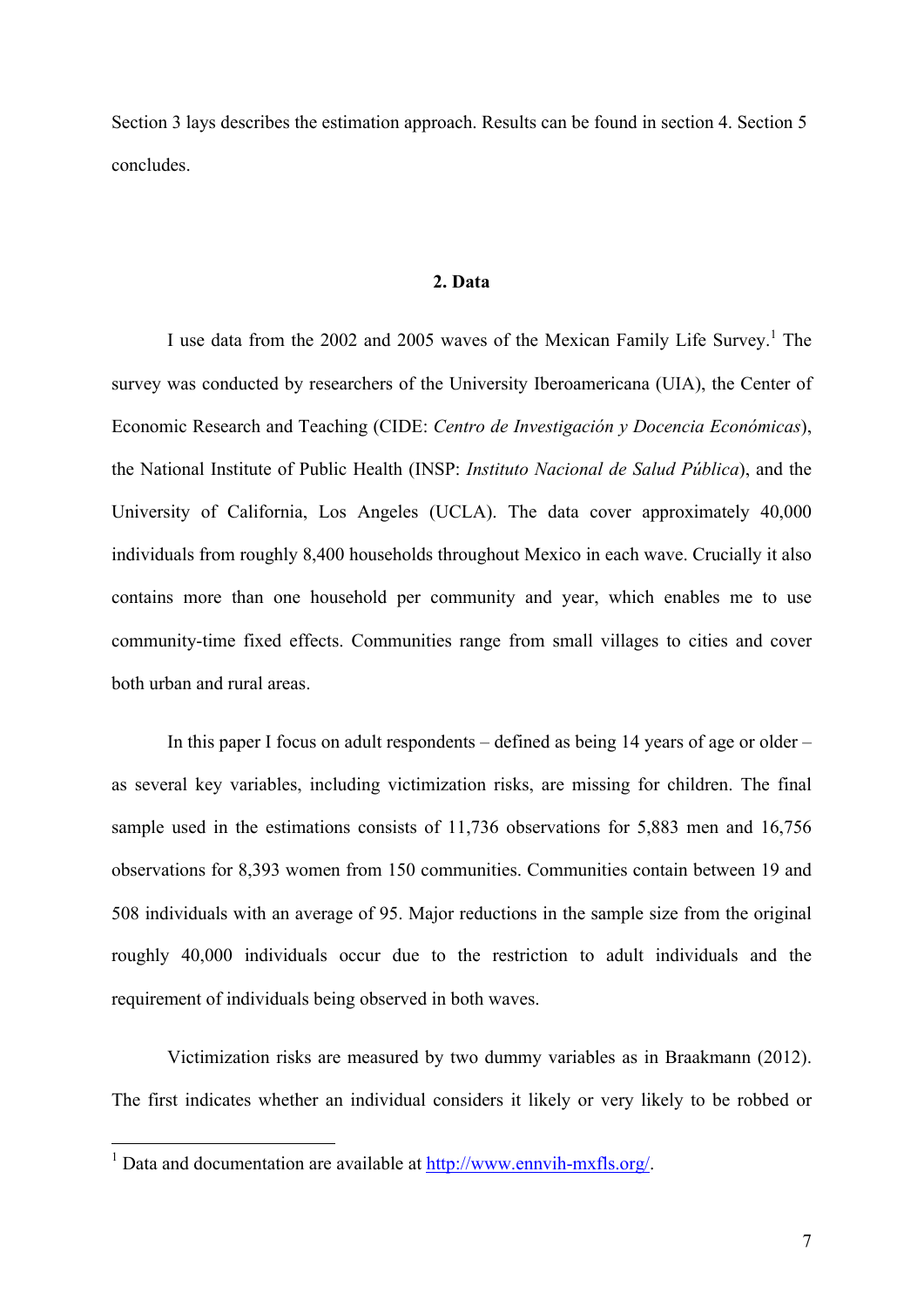Section 3 lays describes the estimation approach. Results can be found in section 4. Section 5 concludes.

## 2. Data

I use data from the 2002 and 2005 waves of the Mexican Family Life Survey.[1] The survey was conducted by researchers of the University Iberoamericana (UIA), the Center of Economic Research and Teaching (CIDE: *Centro de Investigación y Docencia Económicas*), the National Institute of Public Health (INSP: *Instituto Nacional de Salud Pública*), and the University of California, Los Angeles (UCLA). The data cover approximately 40,000 individuals from roughly 8,400 households throughout Mexico in each wave. Crucially it also contains more than one household per community and year, which enables me to use community-time fixed effects. Communities range from small villages to cities and cover both urban and rural areas.

In this paper I focus on adult respondents – defined as being 14 years of age or older – as several key variables, including victimization risks, are missing for children. The final sample used in the estimations consists of 11,736 observations for 5,883 men and 16,756 observations for 8,393 women from 150 communities. Communities contain between 19 and 508 individuals with an average of 95. Major reductions in the sample size from the original roughly 40,000 individuals occur due to the restriction to adult individuals and the requirement of individuals being observed in both waves.

Victimization risks are measured by two dummy variables as in Braakmann (2012). The first indicates whether an individual considers it likely or very likely to be robbed or

[1] Data and documentation are available at http://www.ennvih-mxfls.org/.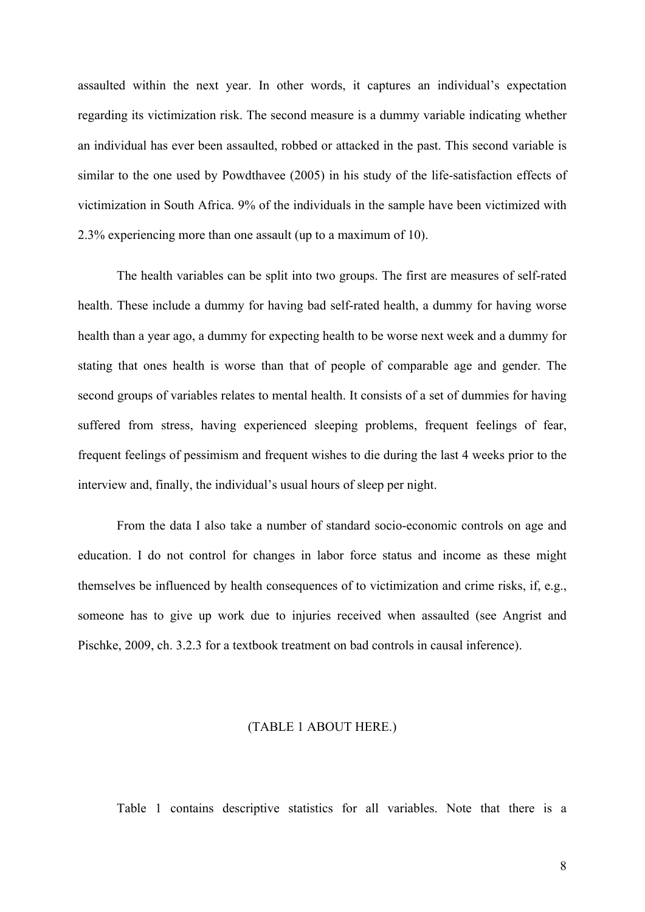assaulted within the next year. In other words, it captures an individual's expectation regarding its victimization risk. The second measure is a dummy variable indicating whether an individual has ever been assaulted, robbed or attacked in the past. This second variable is similar to the one used by Powdthavee (2005) in his study of the life-satisfaction effects of victimization in South Africa. 9% of the individuals in the sample have been victimized with 2.3% experiencing more than one assault (up to a maximum of 10).

The health variables can be split into two groups. The first are measures of self-rated health. These include a dummy for having bad self-rated health, a dummy for having worse health than a year ago, a dummy for expecting health to be worse next week and a dummy for stating that ones health is worse than that of people of comparable age and gender. The second groups of variables relates to mental health. It consists of a set of dummies for having suffered from stress, having experienced sleeping problems, frequent feelings of fear, frequent feelings of pessimism and frequent wishes to die during the last 4 weeks prior to the interview and, finally, the individual's usual hours of sleep per night.

From the data I also take a number of standard socio-economic controls on age and education. I do not control for changes in labor force status and income as these might themselves be influenced by health consequences of to victimization and crime risks, if, e.g., someone has to give up work due to injuries received when assaulted (see Angrist and Pischke, 2009, ch. 3.2.3 for a textbook treatment on bad controls in causal inference).

(TABLE 1 ABOUT HERE.)

Table 1 contains descriptive statistics for all variables. Note that there is a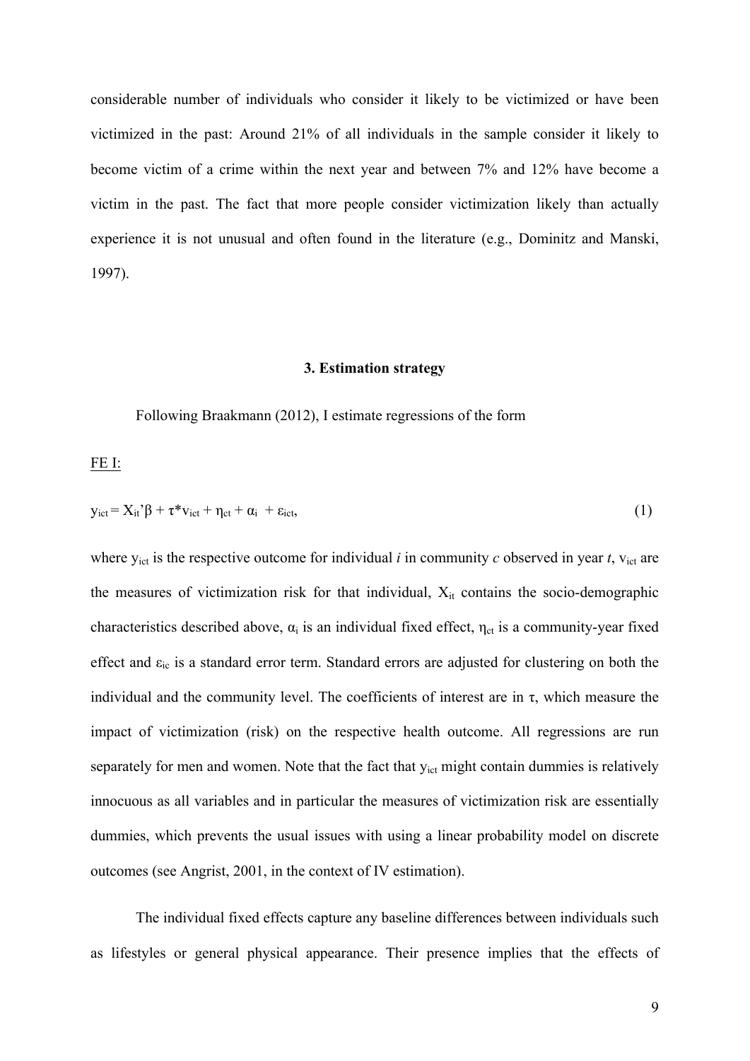considerable number of individuals who consider it likely to be victimized or have been victimized in the past: Around 21% of all individuals in the sample consider it likely to become victim of a crime within the next year and between 7% and 12% have become a victim in the past. The fact that more people consider victimization likely than actually experience it is not unusual and often found in the literature (e.g., Dominitz and Manski, 1997).

### 3. Estimation strategy

Following Braakmann (2012), I estimate regressions of the form

FE I:

$$y_{ict} = X_{it}'\beta + \tau * v_{ict} + \eta_{ct} + \alpha_i + \varepsilon_{ict}, \quad (1)$$

where $y_{ict}$ is the respective outcome for individual *i* in community *c* observed in year *t*, $v_{ict}$ are the measures of victimization risk for that individual, $X_{it}$ contains the socio-demographic characteristics described above, $\alpha_i$ is an individual fixed effect, $\eta_{ct}$ is a community-year fixed effect and $\varepsilon_{ic}$ is a standard error term. Standard errors are adjusted for clustering on both the individual and the community level. The coefficients of interest are in $\tau$, which measure the impact of victimization (risk) on the respective health outcome. All regressions are run separately for men and women. Note that the fact that $y_{ict}$ might contain dummies is relatively innocuous as all variables and in particular the measures of victimization risk are essentially dummies, which prevents the usual issues with using a linear probability model on discrete outcomes (see Angrist, 2001, in the context of IV estimation).

The individual fixed effects capture any baseline differences between individuals such as lifestyles or general physical appearance. Their presence implies that the effects of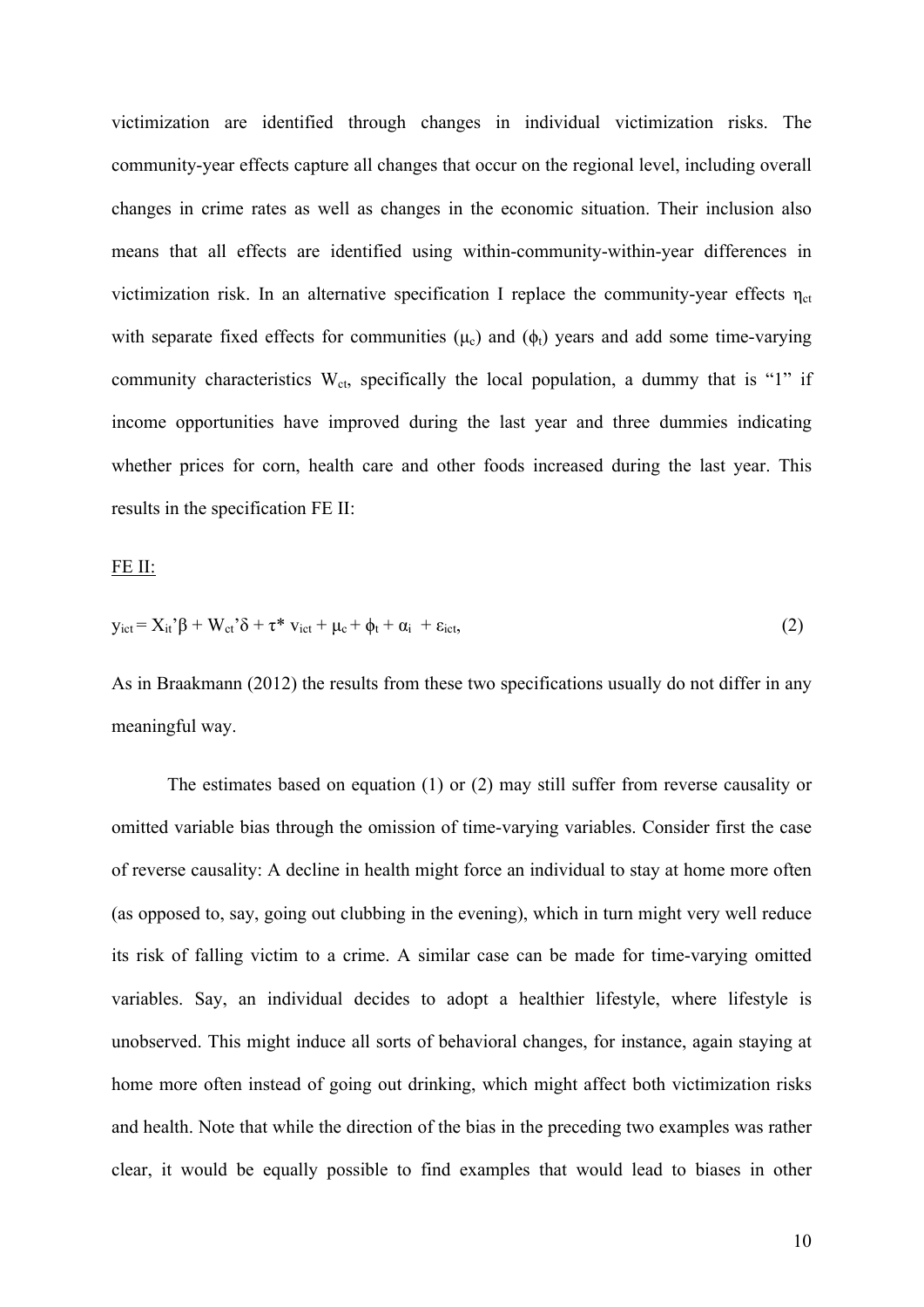victimization are identified through changes in individual victimization risks. The community-year effects capture all changes that occur on the regional level, including overall changes in crime rates as well as changes in the economic situation. Their inclusion also means that all effects are identified using within-community-within-year differences in victimization risk. In an alternative specification I replace the community-year effects $\eta_{ct}$ with separate fixed effects for communities ($\mu_c$) and ($\phi_t$) years and add some time-varying community characteristics $W_{ct}$, specifically the local population, a dummy that is "1" if income opportunities have improved during the last year and three dummies indicating whether prices for corn, health care and other foods increased during the last year. This results in the specification FE II:

FE II:

$$y_{ict} = X_{it}'\beta + W_{ct}'\delta + \tau^* v_{ict} + \mu_c + \phi_t + \alpha_i + \varepsilon_{ict}, \tag{2}$$

As in Braakmann (2012) the results from these two specifications usually do not differ in any meaningful way.

The estimates based on equation (1) or (2) may still suffer from reverse causality or omitted variable bias through the omission of time-varying variables. Consider first the case of reverse causality: A decline in health might force an individual to stay at home more often (as opposed to, say, going out clubbing in the evening), which in turn might very well reduce its risk of falling victim to a crime. A similar case can be made for time-varying omitted variables. Say, an individual decides to adopt a healthier lifestyle, where lifestyle is unobserved. This might induce all sorts of behavioral changes, for instance, again staying at home more often instead of going out drinking, which might affect both victimization risks and health. Note that while the direction of the bias in the preceding two examples was rather clear, it would be equally possible to find examples that would lead to biases in other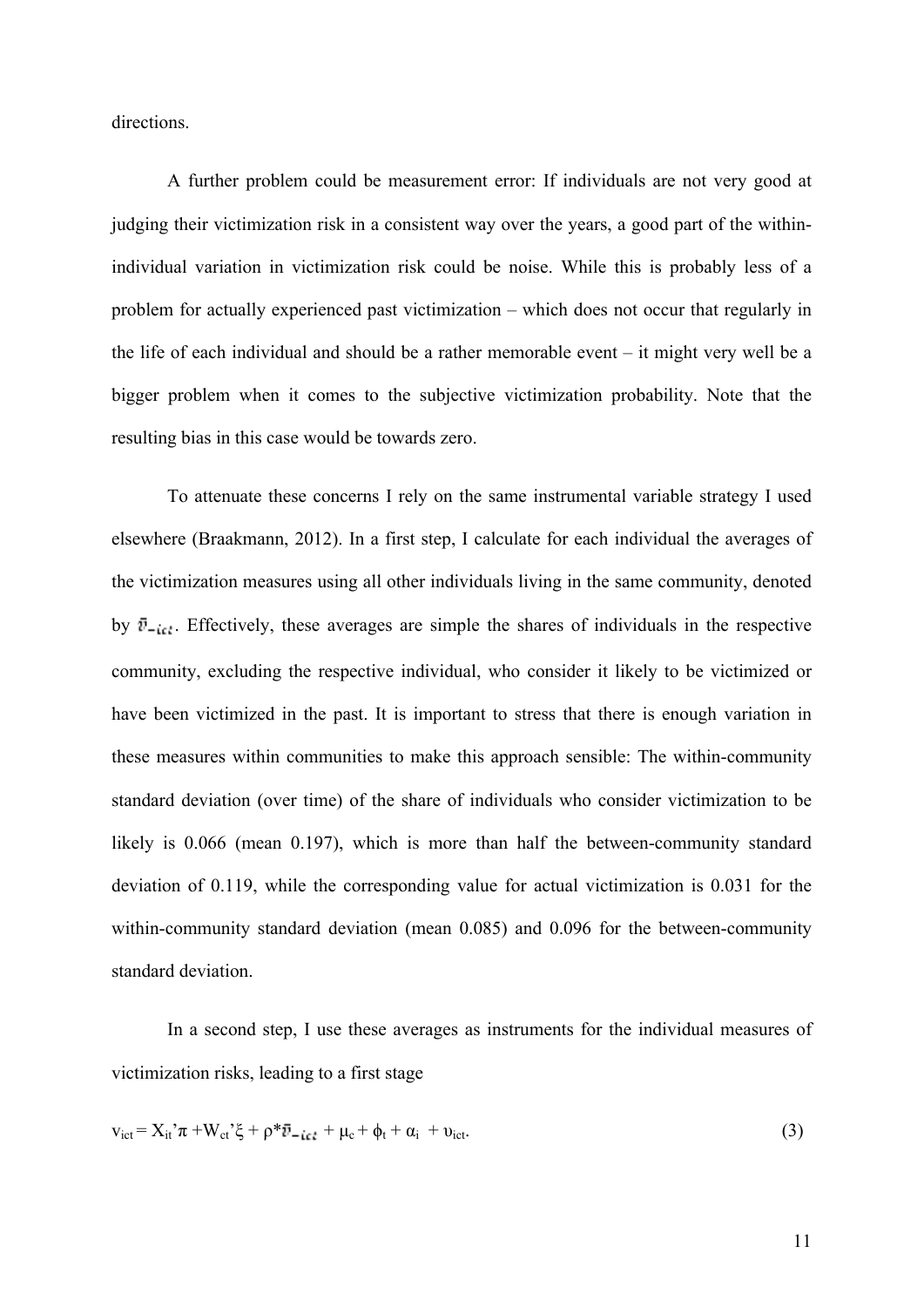directions.

A further problem could be measurement error: If individuals are not very good at judging their victimization risk in a consistent way over the years, a good part of the within-individual variation in victimization risk could be noise. While this is probably less of a problem for actually experienced past victimization – which does not occur that regularly in the life of each individual and should be a rather memorable event – it might very well be a bigger problem when it comes to the subjective victimization probability. Note that the resulting bias in this case would be towards zero.

To attenuate these concerns I rely on the same instrumental variable strategy I used elsewhere (Braakmann, 2012). In a first step, I calculate for each individual the averages of the victimization measures using all other individuals living in the same community, denoted by $\bar{v}_{-ict}$. Effectively, these averages are simple the shares of individuals in the respective community, excluding the respective individual, who consider it likely to be victimized or have been victimized in the past. It is important to stress that there is enough variation in these measures within communities to make this approach sensible: The within-community standard deviation (over time) of the share of individuals who consider victimization to be likely is 0.066 (mean 0.197), which is more than half the between-community standard deviation of 0.119, while the corresponding value for actual victimization is 0.031 for the within-community standard deviation (mean 0.085) and 0.096 for the between-community standard deviation.

In a second step, I use these averages as instruments for the individual measures of victimization risks, leading to a first stage

$$v_{ict} = X_{it}'\pi + W_{ct}'\xi + \rho^*\bar{v}_{-ict} + \mu_c + \phi_t + \alpha_i + \upsilon_{ict}. \quad (3)$$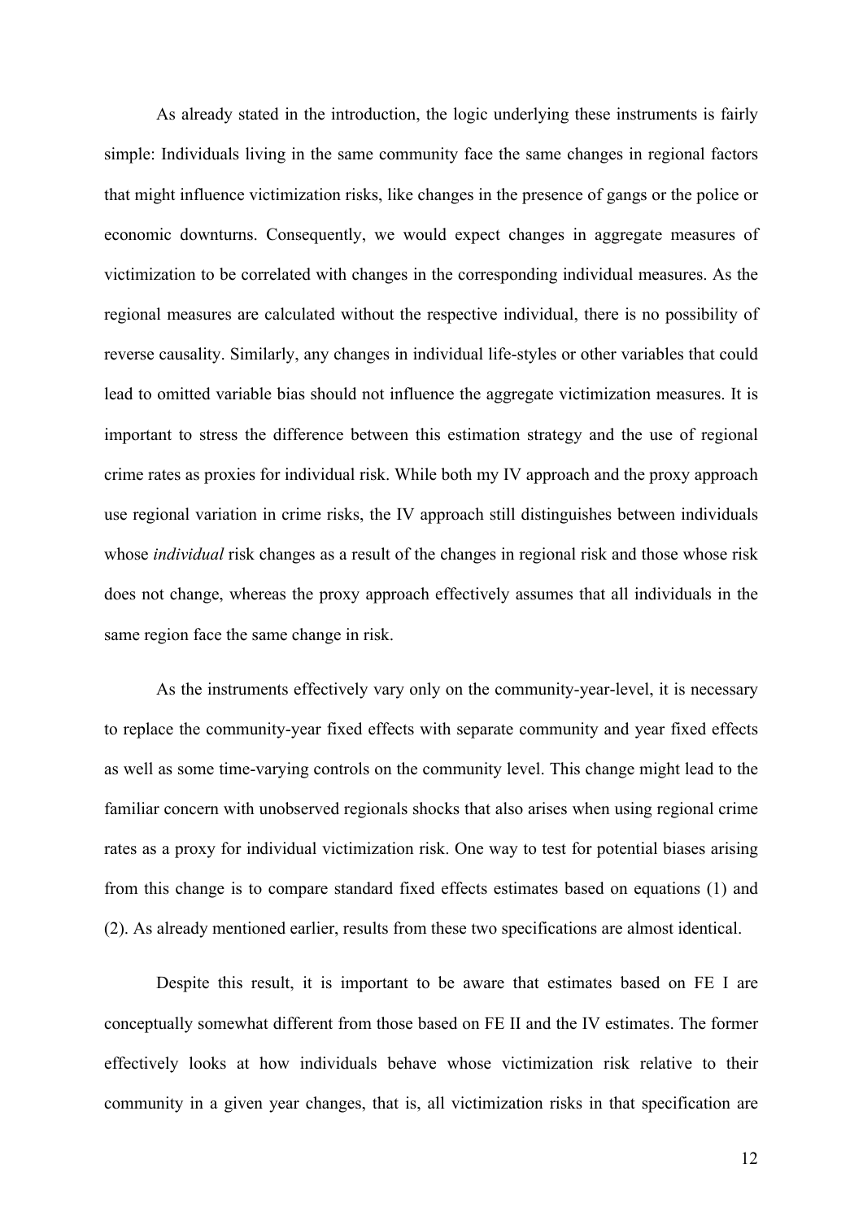As already stated in the introduction, the logic underlying these instruments is fairly simple: Individuals living in the same community face the same changes in regional factors that might influence victimization risks, like changes in the presence of gangs or the police or economic downturns. Consequently, we would expect changes in aggregate measures of victimization to be correlated with changes in the corresponding individual measures. As the regional measures are calculated without the respective individual, there is no possibility of reverse causality. Similarly, any changes in individual life-styles or other variables that could lead to omitted variable bias should not influence the aggregate victimization measures. It is important to stress the difference between this estimation strategy and the use of regional crime rates as proxies for individual risk. While both my IV approach and the proxy approach use regional variation in crime risks, the IV approach still distinguishes between individuals whose *individual* risk changes as a result of the changes in regional risk and those whose risk does not change, whereas the proxy approach effectively assumes that all individuals in the same region face the same change in risk.

As the instruments effectively vary only on the community-year-level, it is necessary to replace the community-year fixed effects with separate community and year fixed effects as well as some time-varying controls on the community level. This change might lead to the familiar concern with unobserved regionals shocks that also arises when using regional crime rates as a proxy for individual victimization risk. One way to test for potential biases arising from this change is to compare standard fixed effects estimates based on equations (1) and (2). As already mentioned earlier, results from these two specifications are almost identical.

Despite this result, it is important to be aware that estimates based on FE I are conceptually somewhat different from those based on FE II and the IV estimates. The former effectively looks at how individuals behave whose victimization risk relative to their community in a given year changes, that is, all victimization risks in that specification are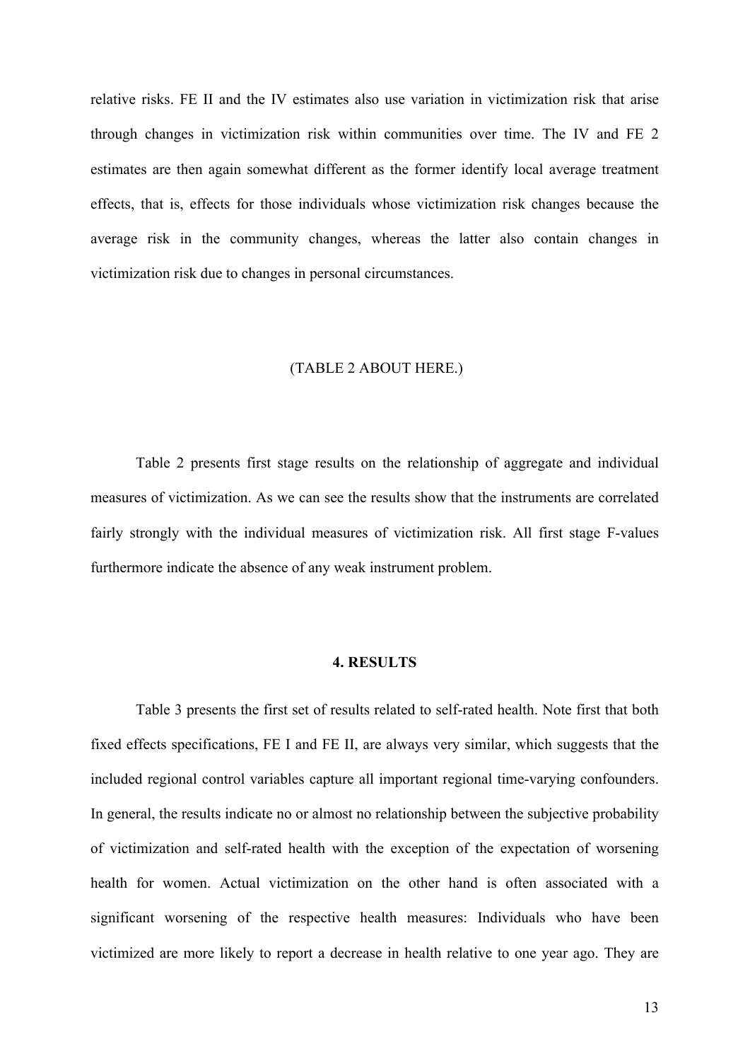relative risks. FE II and the IV estimates also use variation in victimization risk that arise through changes in victimization risk within communities over time. The IV and FE 2 estimates are then again somewhat different as the former identify local average treatment effects, that is, effects for those individuals whose victimization risk changes because the average risk in the community changes, whereas the latter also contain changes in victimization risk due to changes in personal circumstances.

(TABLE 2 ABOUT HERE.)

Table 2 presents first stage results on the relationship of aggregate and individual measures of victimization. As we can see the results show that the instruments are correlated fairly strongly with the individual measures of victimization risk. All first stage F-values furthermore indicate the absence of any weak instrument problem.

## 4. RESULTS

Table 3 presents the first set of results related to self-rated health. Note first that both fixed effects specifications, FE I and FE II, are always very similar, which suggests that the included regional control variables capture all important regional time-varying confounders. In general, the results indicate no or almost no relationship between the subjective probability of victimization and self-rated health with the exception of the expectation of worsening health for women. Actual victimization on the other hand is often associated with a significant worsening of the respective health measures: Individuals who have been victimized are more likely to report a decrease in health relative to one year ago. They are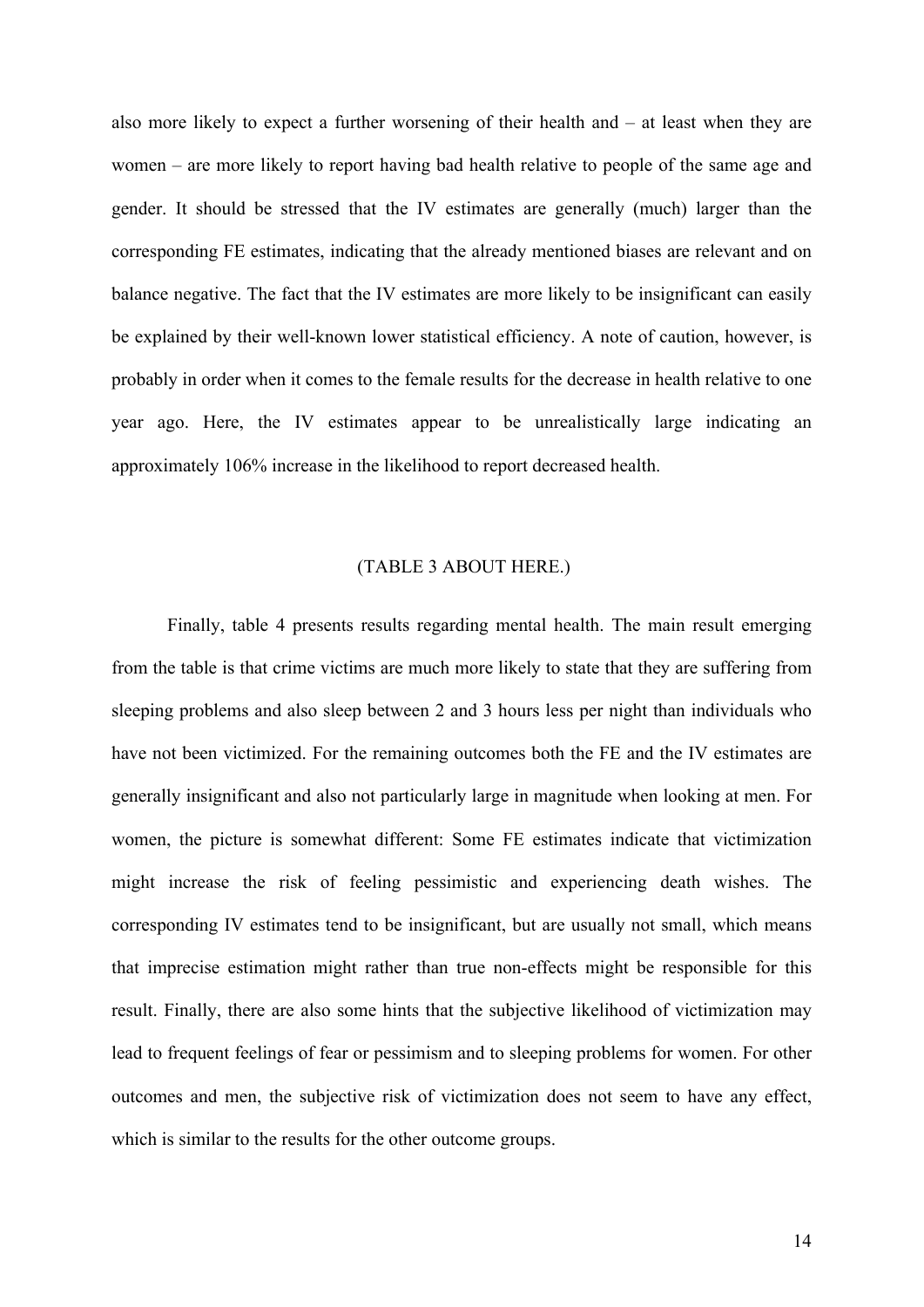also more likely to expect a further worsening of their health and – at least when they are women – are more likely to report having bad health relative to people of the same age and gender. It should be stressed that the IV estimates are generally (much) larger than the corresponding FE estimates, indicating that the already mentioned biases are relevant and on balance negative. The fact that the IV estimates are more likely to be insignificant can easily be explained by their well-known lower statistical efficiency. A note of caution, however, is probably in order when it comes to the female results for the decrease in health relative to one year ago. Here, the IV estimates appear to be unrealistically large indicating an approximately 106% increase in the likelihood to report decreased health.

(TABLE 3 ABOUT HERE.)

Finally, table 4 presents results regarding mental health. The main result emerging from the table is that crime victims are much more likely to state that they are suffering from sleeping problems and also sleep between 2 and 3 hours less per night than individuals who have not been victimized. For the remaining outcomes both the FE and the IV estimates are generally insignificant and also not particularly large in magnitude when looking at men. For women, the picture is somewhat different: Some FE estimates indicate that victimization might increase the risk of feeling pessimistic and experiencing death wishes. The corresponding IV estimates tend to be insignificant, but are usually not small, which means that imprecise estimation might rather than true non-effects might be responsible for this result. Finally, there are also some hints that the subjective likelihood of victimization may lead to frequent feelings of fear or pessimism and to sleeping problems for women. For other outcomes and men, the subjective risk of victimization does not seem to have any effect, which is similar to the results for the other outcome groups.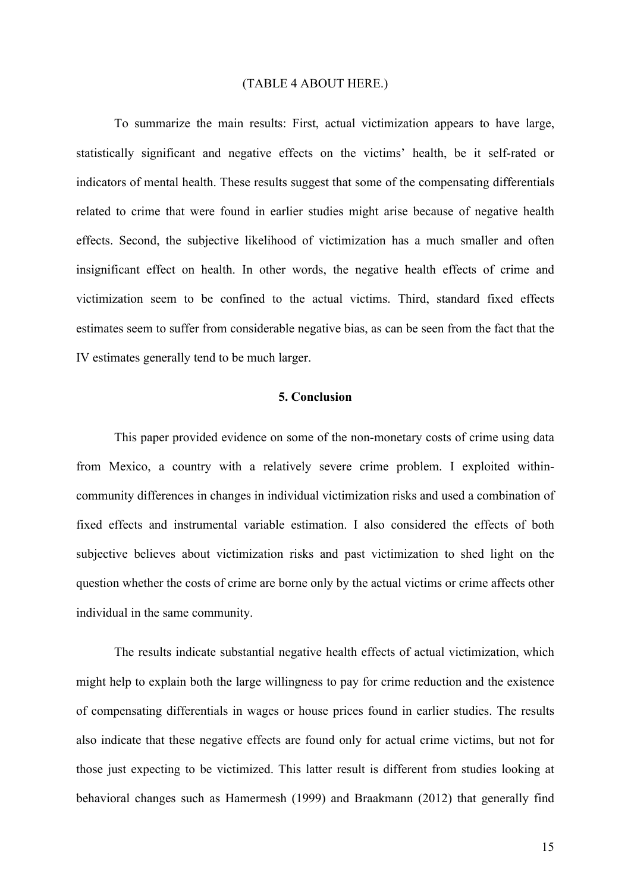(TABLE 4 ABOUT HERE.)

To summarize the main results: First, actual victimization appears to have large, statistically significant and negative effects on the victims' health, be it self-rated or indicators of mental health. These results suggest that some of the compensating differentials related to crime that were found in earlier studies might arise because of negative health effects. Second, the subjective likelihood of victimization has a much smaller and often insignificant effect on health. In other words, the negative health effects of crime and victimization seem to be confined to the actual victims. Third, standard fixed effects estimates seem to suffer from considerable negative bias, as can be seen from the fact that the IV estimates generally tend to be much larger.

## 5. Conclusion

This paper provided evidence on some of the non-monetary costs of crime using data from Mexico, a country with a relatively severe crime problem. I exploited within-community differences in changes in individual victimization risks and used a combination of fixed effects and instrumental variable estimation. I also considered the effects of both subjective believes about victimization risks and past victimization to shed light on the question whether the costs of crime are borne only by the actual victims or crime affects other individual in the same community.

The results indicate substantial negative health effects of actual victimization, which might help to explain both the large willingness to pay for crime reduction and the existence of compensating differentials in wages or house prices found in earlier studies. The results also indicate that these negative effects are found only for actual crime victims, but not for those just expecting to be victimized. This latter result is different from studies looking at behavioral changes such as Hamermesh (1999) and Braakmann (2012) that generally find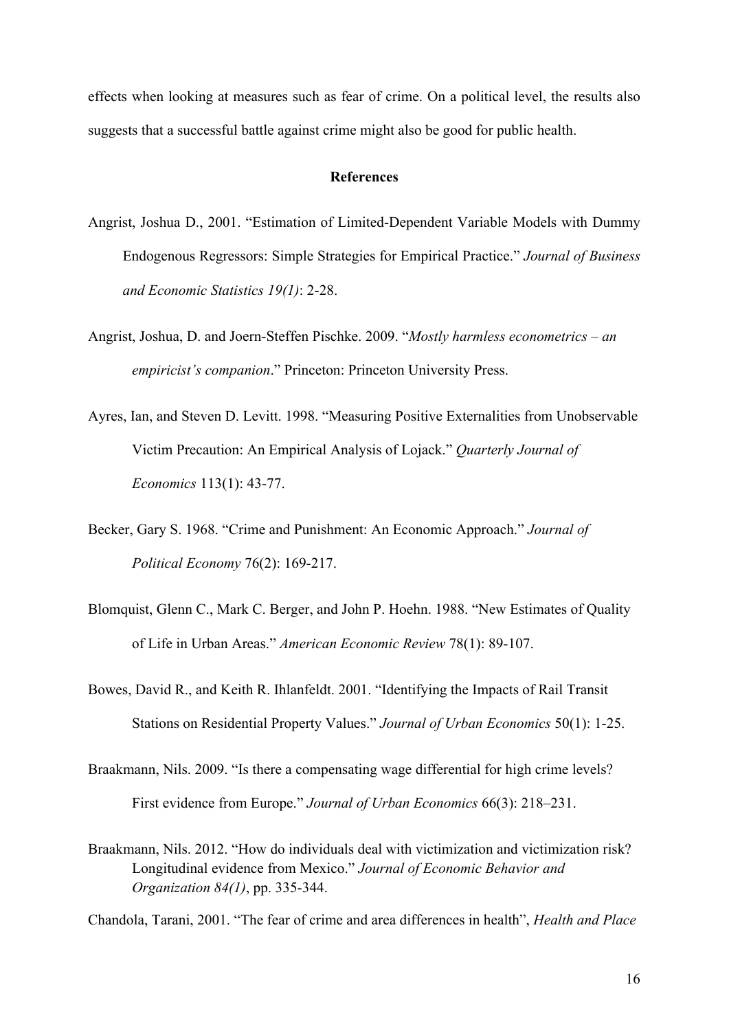effects when looking at measures such as fear of crime. On a political level, the results also suggests that a successful battle against crime might also be good for public health.

## References

Angrist, Joshua D., 2001. "Estimation of Limited-Dependent Variable Models with Dummy Endogenous Regressors: Simple Strategies for Empirical Practice." *Journal of Business and Economic Statistics 19(1)*: 2-28.

Angrist, Joshua, D. and Joern-Steffen Pischke. 2009. "*Mostly harmless econometrics – an empiricist's companion*." Princeton: Princeton University Press.

Ayres, Ian, and Steven D. Levitt. 1998. "Measuring Positive Externalities from Unobservable Victim Precaution: An Empirical Analysis of Lojack." *Quarterly Journal of Economics* 113(1): 43-77.

Becker, Gary S. 1968. "Crime and Punishment: An Economic Approach." *Journal of Political Economy* 76(2): 169-217.

Blomquist, Glenn C., Mark C. Berger, and John P. Hoehn. 1988. "New Estimates of Quality of Life in Urban Areas." *American Economic Review* 78(1): 89-107.

Bowes, David R., and Keith R. Ihlanfeldt. 2001. "Identifying the Impacts of Rail Transit Stations on Residential Property Values." *Journal of Urban Economics* 50(1): 1-25.

Braakmann, Nils. 2009. "Is there a compensating wage differential for high crime levels? First evidence from Europe." *Journal of Urban Economics* 66(3): 218–231.

Braakmann, Nils. 2012. "How do individuals deal with victimization and victimization risk? Longitudinal evidence from Mexico." *Journal of Economic Behavior and Organization 84(1)*, pp. 335-344.

Chandola, Tarani, 2001. "The fear of crime and area differences in health", *Health and Place*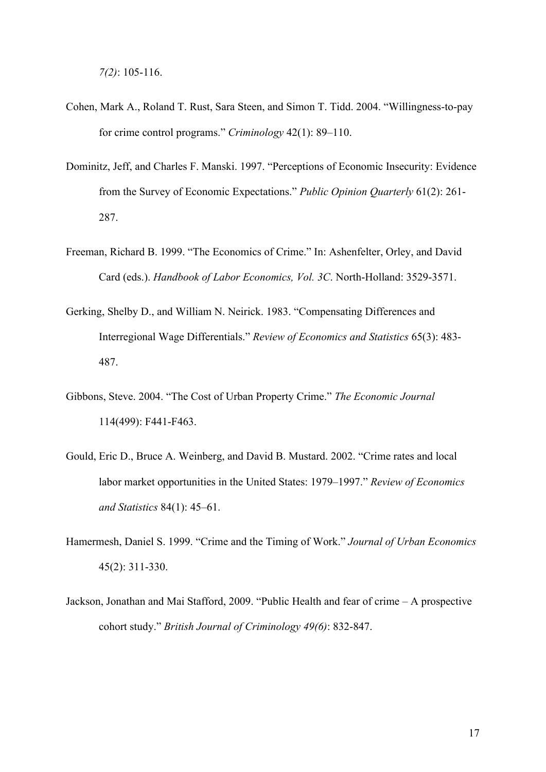*7(2)*: 105-116.

Cohen, Mark A., Roland T. Rust, Sara Steen, and Simon T. Tidd. 2004. "Willingness-to-pay for crime control programs." *Criminology* 42(1): 89–110.

Dominitz, Jeff, and Charles F. Manski. 1997. "Perceptions of Economic Insecurity: Evidence from the Survey of Economic Expectations." *Public Opinion Quarterly* 61(2): 261-287.

Freeman, Richard B. 1999. "The Economics of Crime." In: Ashenfelter, Orley, and David Card (eds.). *Handbook of Labor Economics, Vol. 3C*. North-Holland: 3529-3571.

Gerking, Shelby D., and William N. Neirick. 1983. "Compensating Differences and Interregional Wage Differentials." *Review of Economics and Statistics* 65(3): 483-487.

Gibbons, Steve. 2004. "The Cost of Urban Property Crime." *The Economic Journal* 114(499): F441-F463.

Gould, Eric D., Bruce A. Weinberg, and David B. Mustard. 2002. "Crime rates and local labor market opportunities in the United States: 1979–1997." *Review of Economics and Statistics* 84(1): 45–61.

Hamermesh, Daniel S. 1999. "Crime and the Timing of Work." *Journal of Urban Economics* 45(2): 311-330.

Jackson, Jonathan and Mai Stafford, 2009. "Public Health and fear of crime – A prospective cohort study." *British Journal of Criminology 49(6)*: 832-847.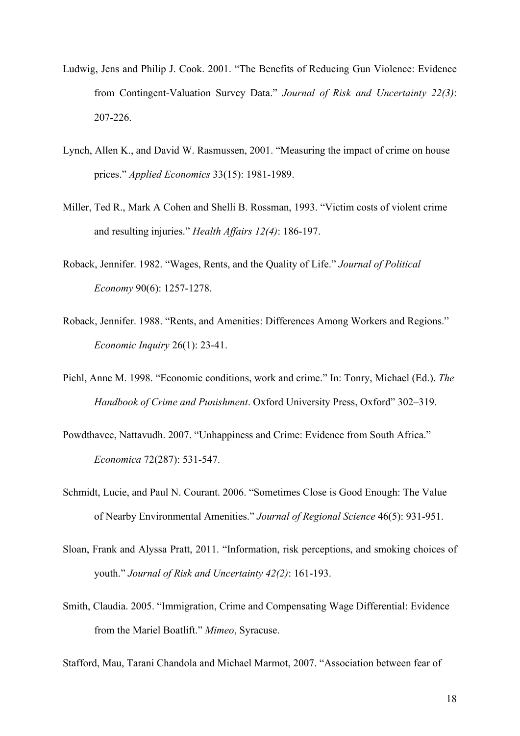Ludwig, Jens and Philip J. Cook. 2001. "The Benefits of Reducing Gun Violence: Evidence from Contingent-Valuation Survey Data." *Journal of Risk and Uncertainty 22(3)*: 207-226.

Lynch, Allen K., and David W. Rasmussen, 2001. "Measuring the impact of crime on house prices." *Applied Economics* 33(15): 1981-1989.

Miller, Ted R., Mark A Cohen and Shelli B. Rossman, 1993. "Victim costs of violent crime and resulting injuries." *Health Affairs 12(4)*: 186-197.

Roback, Jennifer. 1982. "Wages, Rents, and the Quality of Life." *Journal of Political Economy* 90(6): 1257-1278.

Roback, Jennifer. 1988. "Rents, and Amenities: Differences Among Workers and Regions." *Economic Inquiry* 26(1): 23-41.

Piehl, Anne M. 1998. "Economic conditions, work and crime." In: Tonry, Michael (Ed.). *The Handbook of Crime and Punishment*. Oxford University Press, Oxford" 302–319.

Powdthavee, Nattavudh. 2007. "Unhappiness and Crime: Evidence from South Africa." *Economica* 72(287): 531-547.

Schmidt, Lucie, and Paul N. Courant. 2006. "Sometimes Close is Good Enough: The Value of Nearby Environmental Amenities." *Journal of Regional Science* 46(5): 931-951.

Sloan, Frank and Alyssa Pratt, 2011. "Information, risk perceptions, and smoking choices of youth." *Journal of Risk and Uncertainty 42(2)*: 161-193.

Smith, Claudia. 2005. "Immigration, Crime and Compensating Wage Differential: Evidence from the Mariel Boatlift." *Mimeo*, Syracuse.

Stafford, Mau, Tarani Chandola and Michael Marmot, 2007. "Association between fear of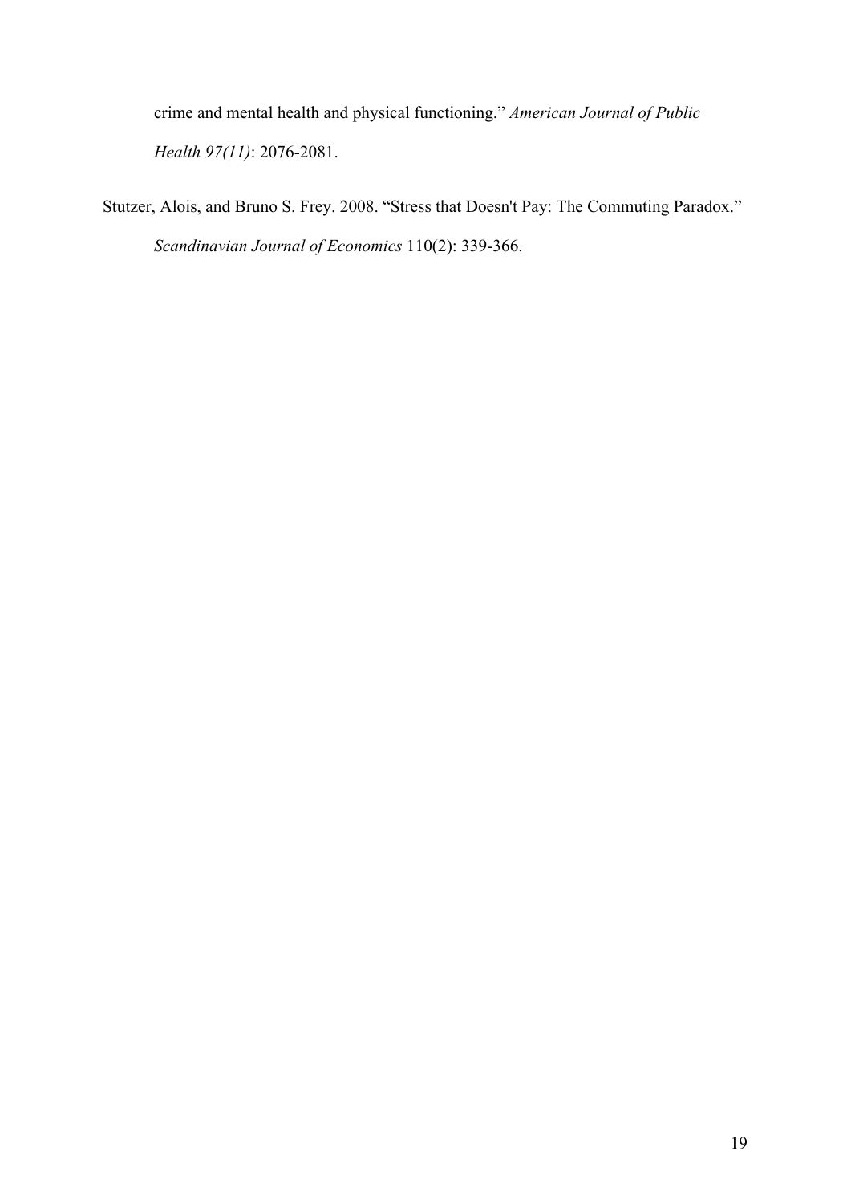crime and mental health and physical functioning." *American Journal of Public Health 97(11)*: 2076-2081.

Stutzer, Alois, and Bruno S. Frey. 2008. "Stress that Doesn't Pay: The Commuting Paradox." *Scandinavian Journal of Economics* 110(2): 339-366.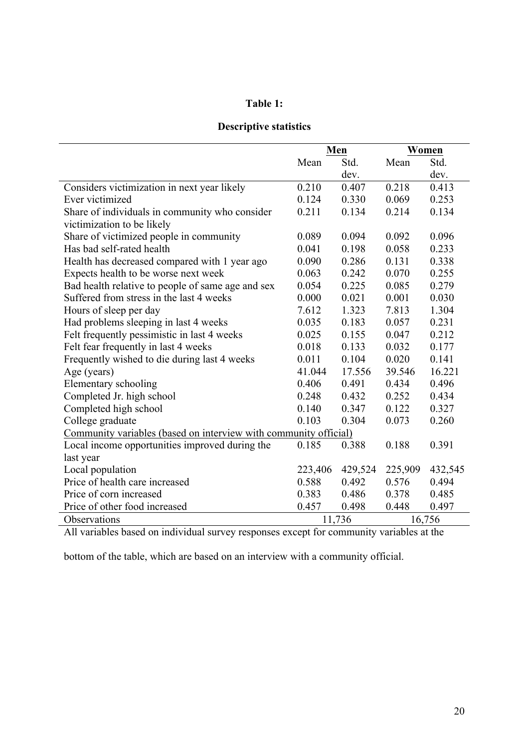**Table 1:**

**Descriptive statistics**

| | Men | | Women | |
|---|---|---|---|---|
| | Mean | Std. dev. | Mean | Std. dev. |
| Considers victimization in next year likely | 0.210 | 0.407 | 0.218 | 0.413 |
| Ever victimized | 0.124 | 0.330 | 0.069 | 0.253 |
| Share of individuals in community who consider victimization to be likely | 0.211 | 0.134 | 0.214 | 0.134 |
| Share of victimized people in community | 0.089 | 0.094 | 0.092 | 0.096 |
| Has bad self-rated health | 0.041 | 0.198 | 0.058 | 0.233 |
| Health has decreased compared with 1 year ago | 0.090 | 0.286 | 0.131 | 0.338 |
| Expects health to be worse next week | 0.063 | 0.242 | 0.070 | 0.255 |
| Bad health relative to people of same age and sex | 0.054 | 0.225 | 0.085 | 0.279 |
| Suffered from stress in the last 4 weeks | 0.000 | 0.021 | 0.001 | 0.030 |
| Hours of sleep per day | 7.612 | 1.323 | 7.813 | 1.304 |
| Had problems sleeping in last 4 weeks | 0.035 | 0.183 | 0.057 | 0.231 |
| Felt frequently pessimistic in last 4 weeks | 0.025 | 0.155 | 0.047 | 0.212 |
| Felt fear frequently in last 4 weeks | 0.018 | 0.133 | 0.032 | 0.177 |
| Frequently wished to die during last 4 weeks | 0.011 | 0.104 | 0.020 | 0.141 |
| Age (years) | 41.044 | 17.556 | 39.546 | 16.221 |
| Elementary schooling | 0.406 | 0.491 | 0.434 | 0.496 |
| Completed Jr. high school | 0.248 | 0.432 | 0.252 | 0.434 |
| Completed high school | 0.140 | 0.347 | 0.122 | 0.327 |
| College graduate | 0.103 | 0.304 | 0.073 | 0.260 |
| Community variables (based on interview with community official) | | | | |
| Local income opportunities improved during the last year | 0.185 | 0.388 | 0.188 | 0.391 |
| Local population | 223,406 | 429,524 | 225,909 | 432,545 |
| Price of health care increased | 0.588 | 0.492 | 0.576 | 0.494 |
| Price of corn increased | 0.383 | 0.486 | 0.378 | 0.485 |
| Price of other food increased | 0.457 | 0.498 | 0.448 | 0.497 |
| Observations | 11,736 | | 16,756 | |

All variables based on individual survey responses except for community variables at the bottom of the table, which are based on an interview with a community official.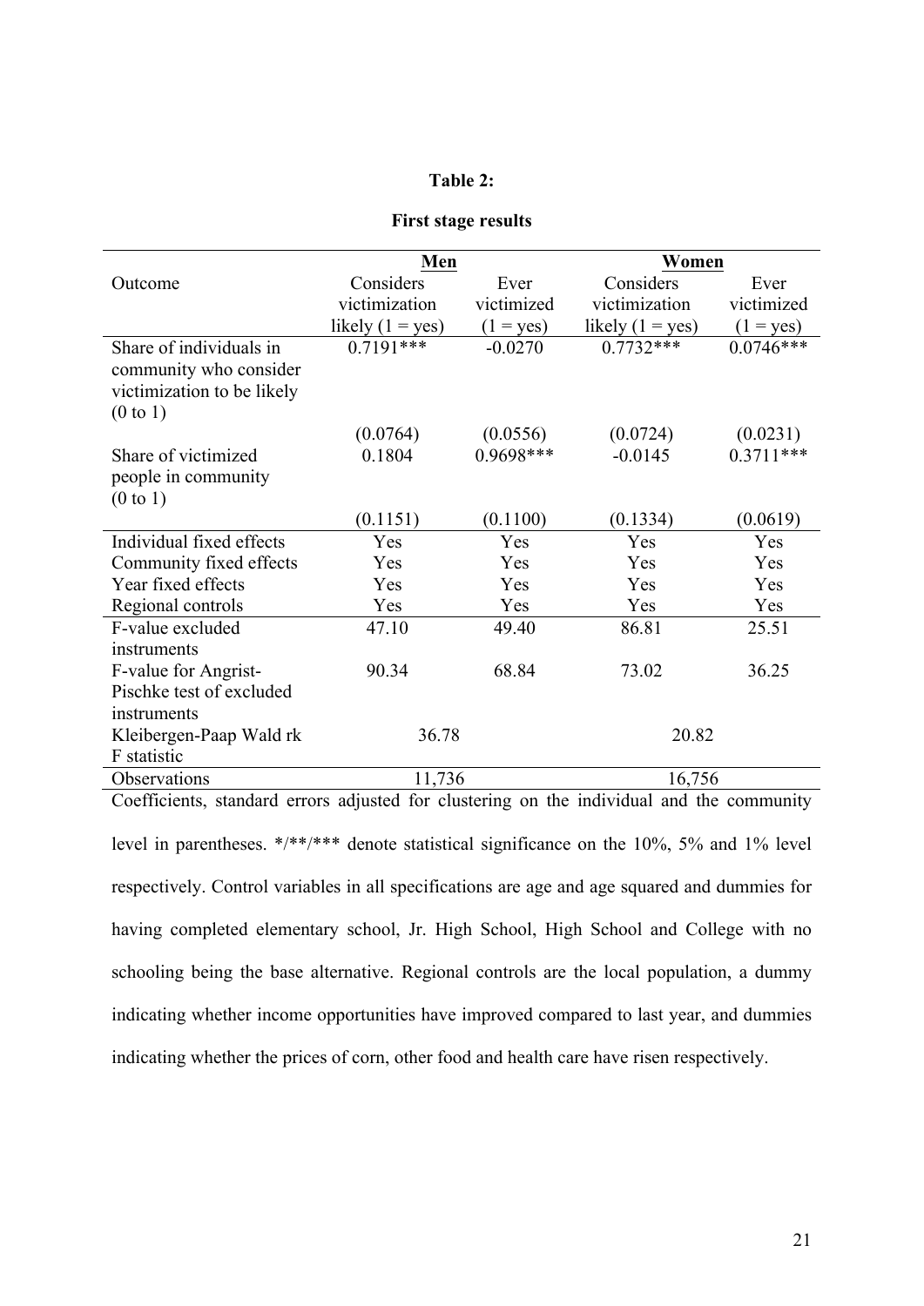**Table 2:**

**First stage results**

| | Men | | Women | |
|---|---|---|---|---|
| Outcome | Considers victimization likely (1 = yes) | Ever victimized (1 = yes) | Considers victimization likely (1 = yes) | Ever victimized (1 = yes) |
| Share of individuals in community who consider victimization to be likely (0 to 1) | 0.7191*** | -0.0270 | 0.7732*** | 0.0746*** |
| | (0.0764) | (0.0556) | (0.0724) | (0.0231) |
| Share of victimized people in community (0 to 1) | 0.1804 | 0.9698*** | -0.0145 | 0.3711*** |
| | (0.1151) | (0.1100) | (0.1334) | (0.0619) |
| Individual fixed effects | Yes | Yes | Yes | Yes |
| Community fixed effects | Yes | Yes | Yes | Yes |
| Year fixed effects | Yes | Yes | Yes | Yes |
| Regional controls | Yes | Yes | Yes | Yes |
| F-value excluded instruments | 47.10 | 49.40 | 86.81 | 25.51 |
| F-value for Angrist-Pischke test of excluded instruments | 90.34 | 68.84 | 73.02 | 36.25 |
| Kleibergen-Paap Wald rk F statistic | 36.78 | | 20.82 | |
| Observations | 11,736 | | 16,756 | |

Coefficients, standard errors adjusted for clustering on the individual and the community level in parentheses. */**/*** denote statistical significance on the 10%, 5% and 1% level respectively. Control variables in all specifications are age and age squared and dummies for having completed elementary school, Jr. High School, High School and College with no schooling being the base alternative. Regional controls are the local population, a dummy indicating whether income opportunities have improved compared to last year, and dummies indicating whether the prices of corn, other food and health care have risen respectively.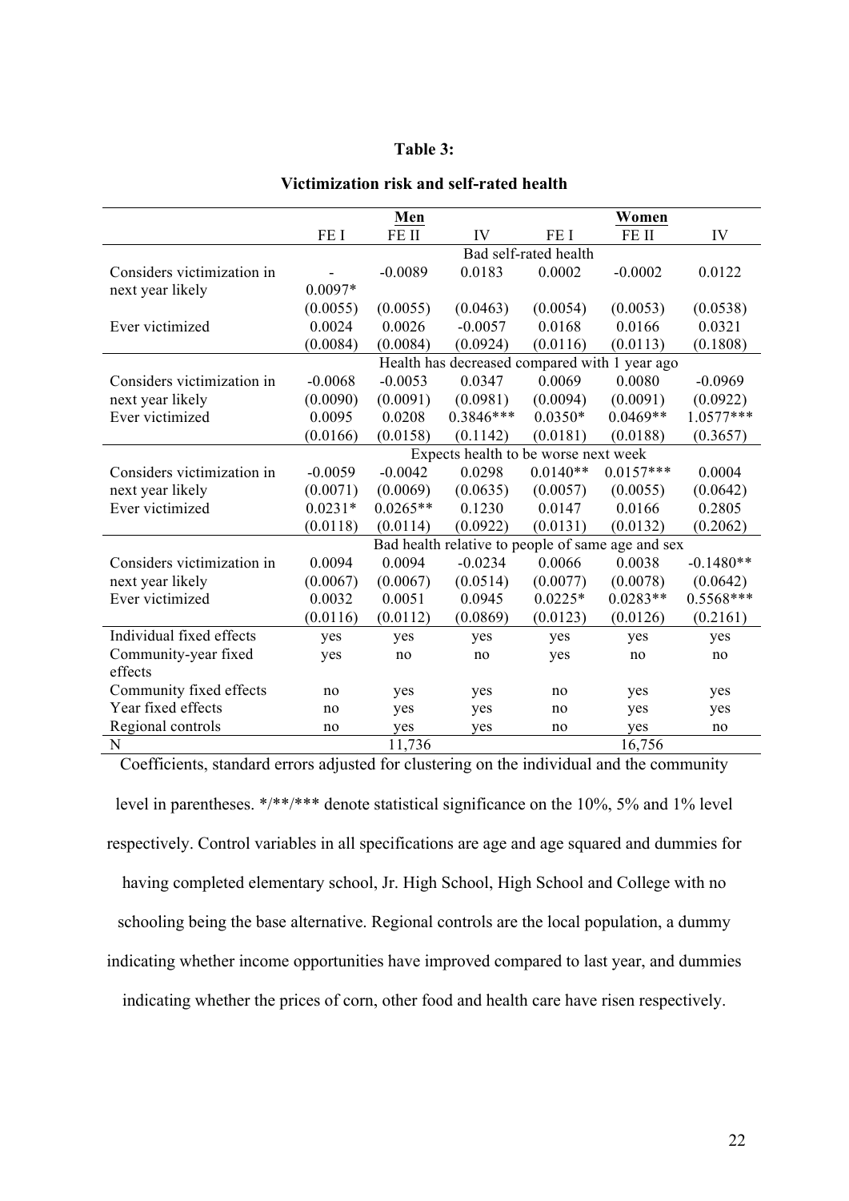**Table 3:**

**Victimization risk and self-rated health**

| | Men | | | Women | | |
|---|---|---|---|---|---|---|
| | FE I | FE II | IV | FE I | FE II | IV |
| | Bad self-rated health | | | | | |
| Considers victimization in next year likely | -0.0097* | -0.0089 | 0.0183 | 0.0002 | -0.0002 | 0.0122 |
| | (0.0055) | (0.0055) | (0.0463) | (0.0054) | (0.0053) | (0.0538) |
| Ever victimized | 0.0024 | 0.0026 | -0.0057 | 0.0168 | 0.0166 | 0.0321 |
| | (0.0084) | (0.0084) | (0.0924) | (0.0116) | (0.0113) | (0.1808) |
| | Health has decreased compared with 1 year ago | | | | | |
| Considers victimization in next year likely | -0.0068 | -0.0053 | 0.0347 | 0.0069 | 0.0080 | -0.0969 |
| | (0.0090) | (0.0091) | (0.0981) | (0.0094) | (0.0091) | (0.0922) |
| Ever victimized | 0.0095 | 0.0208 | 0.3846*** | 0.0350* | 0.0469** | 1.0577*** |
| | (0.0166) | (0.0158) | (0.1142) | (0.0181) | (0.0188) | (0.3657) |
| | Expects health to be worse next week | | | | | |
| Considers victimization in next year likely | -0.0059 | -0.0042 | 0.0298 | 0.0140** | 0.0157*** | 0.0004 |
| | (0.0071) | (0.0069) | (0.0635) | (0.0057) | (0.0055) | (0.0642) |
| Ever victimized | 0.0231* | 0.0265** | 0.1230 | 0.0147 | 0.0166 | 0.2805 |
| | (0.0118) | (0.0114) | (0.0922) | (0.0131) | (0.0132) | (0.2062) |
| | Bad health relative to people of same age and sex | | | | | |
| Considers victimization in next year likely | 0.0094 | 0.0094 | -0.0234 | 0.0066 | 0.0038 | -0.1480** |
| | (0.0067) | (0.0067) | (0.0514) | (0.0077) | (0.0078) | (0.0642) |
| Ever victimized | 0.0032 | 0.0051 | 0.0945 | 0.0225* | 0.0283** | 0.5568*** |
| | (0.0116) | (0.0112) | (0.0869) | (0.0123) | (0.0126) | (0.2161) |
| Individual fixed effects | yes | yes | yes | yes | yes | yes |
| Community-year fixed effects | yes | no | no | yes | no | no |
| Community fixed effects | no | yes | yes | no | yes | yes |
| Year fixed effects | no | yes | yes | no | yes | yes |
| Regional controls | no | yes | yes | no | yes | no |
| N | | 11,736 | | | 16,756 | |

Coefficients, standard errors adjusted for clustering on the individual and the community level in parentheses. */**/*** denote statistical significance on the 10%, 5% and 1% level respectively. Control variables in all specifications are age and age squared and dummies for having completed elementary school, Jr. High School, High School and College with no schooling being the base alternative. Regional controls are the local population, a dummy indicating whether income opportunities have improved compared to last year, and dummies indicating whether the prices of corn, other food and health care have risen respectively.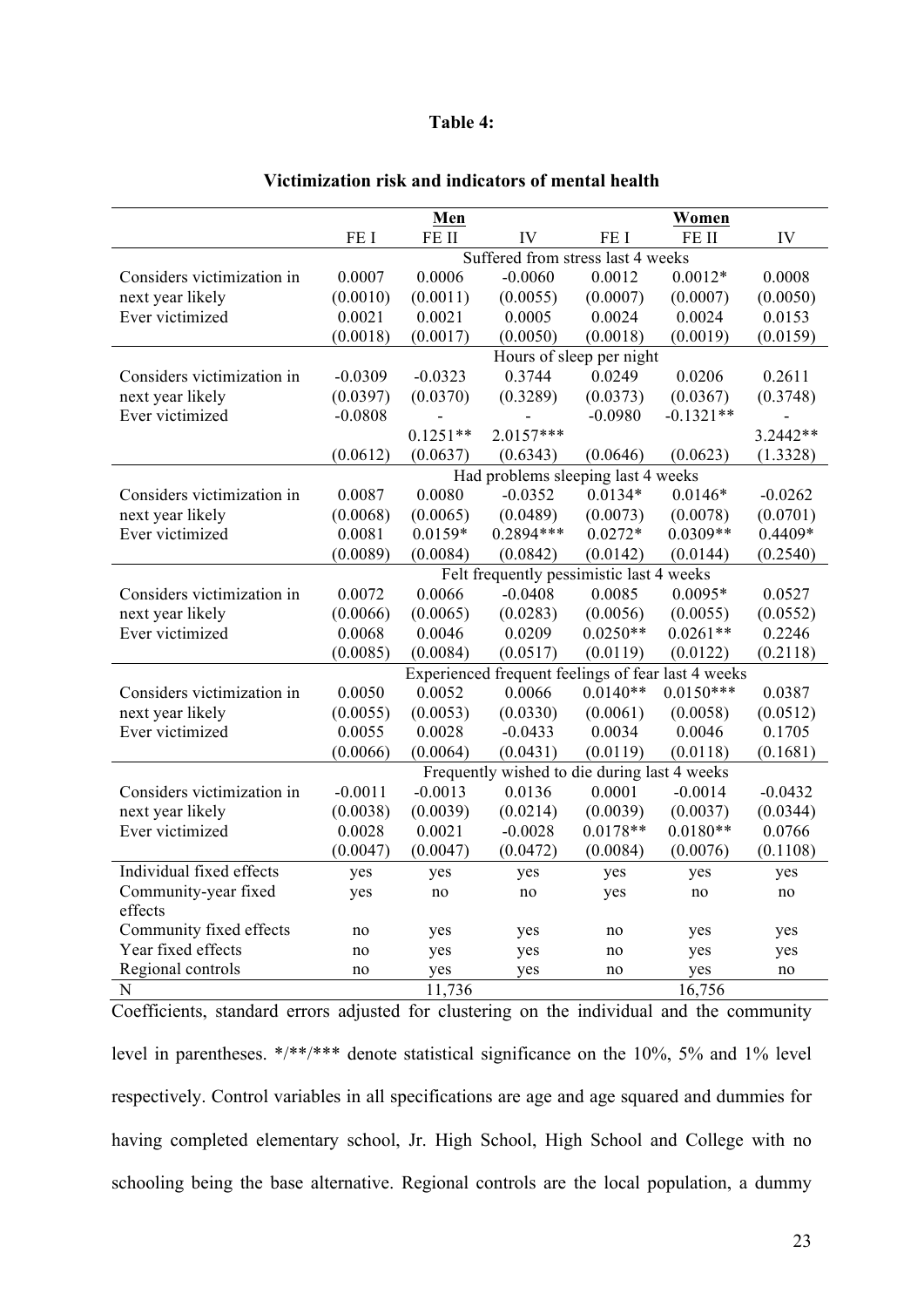**Table 4:**

**Victimization risk and indicators of mental health**

| | **Men** | | | **Women** | | |
|---|---|---|---|---|---|---|
| | FE I | FE II | IV | FE I | FE II | IV |
| | Suffered from stress last 4 weeks | | | | | |
| Considers victimization in | 0.0007 | 0.0006 | -0.0060 | 0.0012 | 0.0012* | 0.0008 |
| next year likely | (0.0010) | (0.0011) | (0.0055) | (0.0007) | (0.0007) | (0.0050) |
| Ever victimized | 0.0021 | 0.0021 | 0.0005 | 0.0024 | 0.0024 | 0.0153 |
| | (0.0018) | (0.0017) | (0.0050) | (0.0018) | (0.0019) | (0.0159) |
| | Hours of sleep per night | | | | | |
| Considers victimization in | -0.0309 | -0.0323 | 0.3744 | 0.0249 | 0.0206 | 0.2611 |
| next year likely | (0.0397) | (0.0370) | (0.3289) | (0.0373) | (0.0367) | (0.3748) |
| Ever victimized | -0.0808 | - | - | -0.0980 | -0.1321** | - |
| | | 0.1251** | 2.0157*** | | | 3.2442** |
| | (0.0612) | (0.0637) | (0.6343) | (0.0646) | (0.0623) | (1.3328) |
| | Had problems sleeping last 4 weeks | | | | | |
| Considers victimization in | 0.0087 | 0.0080 | -0.0352 | 0.0134* | 0.0146* | -0.0262 |
| next year likely | (0.0068) | (0.0065) | (0.0489) | (0.0073) | (0.0078) | (0.0701) |
| Ever victimized | 0.0081 | 0.0159* | 0.2894*** | 0.0272* | 0.0309** | 0.4409* |
| | (0.0089) | (0.0084) | (0.0842) | (0.0142) | (0.0144) | (0.2540) |
| | Felt frequently pessimistic last 4 weeks | | | | | |
| Considers victimization in | 0.0072 | 0.0066 | -0.0408 | 0.0085 | 0.0095* | 0.0527 |
| next year likely | (0.0066) | (0.0065) | (0.0283) | (0.0056) | (0.0055) | (0.0552) |
| Ever victimized | 0.0068 | 0.0046 | 0.0209 | 0.0250** | 0.0261** | 0.2246 |
| | (0.0085) | (0.0084) | (0.0517) | (0.0119) | (0.0122) | (0.2118) |
| | Experienced frequent feelings of fear last 4 weeks | | | | | |
| Considers victimization in | 0.0050 | 0.0052 | 0.0066 | 0.0140** | 0.0150*** | 0.0387 |
| next year likely | (0.0055) | (0.0053) | (0.0330) | (0.0061) | (0.0058) | (0.0512) |
| Ever victimized | 0.0055 | 0.0028 | -0.0433 | 0.0034 | 0.0046 | 0.1705 |
| | (0.0066) | (0.0064) | (0.0431) | (0.0119) | (0.0118) | (0.1681) |
| | Frequently wished to die during last 4 weeks | | | | | |
| Considers victimization in | -0.0011 | -0.0013 | 0.0136 | 0.0001 | -0.0014 | -0.0432 |
| next year likely | (0.0038) | (0.0039) | (0.0214) | (0.0039) | (0.0037) | (0.0344) |
| Ever victimized | 0.0028 | 0.0021 | -0.0028 | 0.0178** | 0.0180** | 0.0766 |
| | (0.0047) | (0.0047) | (0.0472) | (0.0084) | (0.0076) | (0.1108) |
| Individual fixed effects | yes | yes | yes | yes | yes | yes |
| Community-year fixed effects | yes | no | no | yes | no | no |
| Community fixed effects | no | yes | yes | no | yes | yes |
| Year fixed effects | no | yes | yes | no | yes | yes |
| Regional controls | no | yes | yes | no | yes | no |
| N | | 11,736 | | | 16,756 | |

Coefficients, standard errors adjusted for clustering on the individual and the community level in parentheses. */**/*** denote statistical significance on the 10%, 5% and 1% level respectively. Control variables in all specifications are age and age squared and dummies for having completed elementary school, Jr. High School, High School and College with no schooling being the base alternative. Regional controls are the local population, a dummy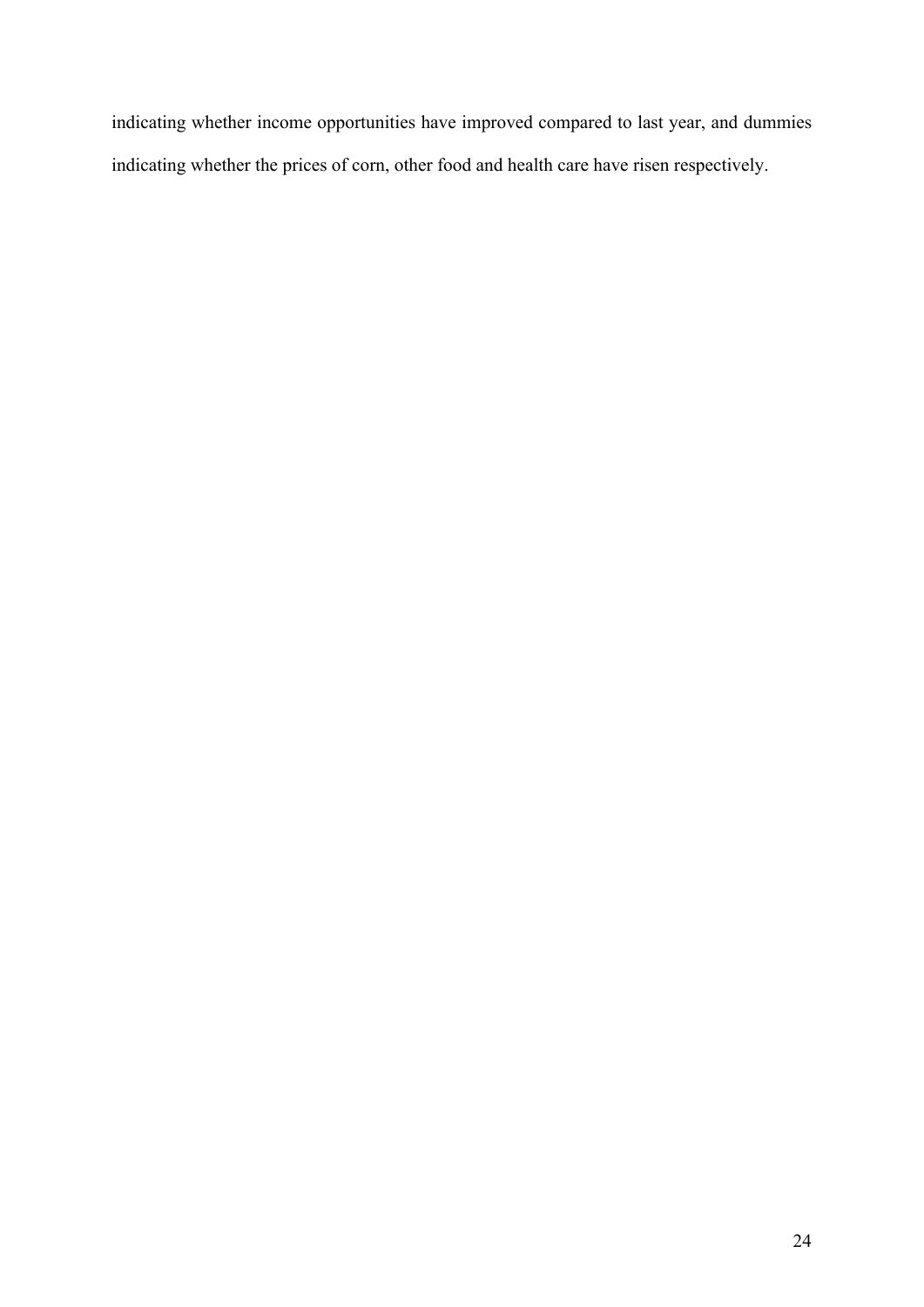indicating whether income opportunities have improved compared to last year, and dummies indicating whether the prices of corn, other food and health care have risen respectively.